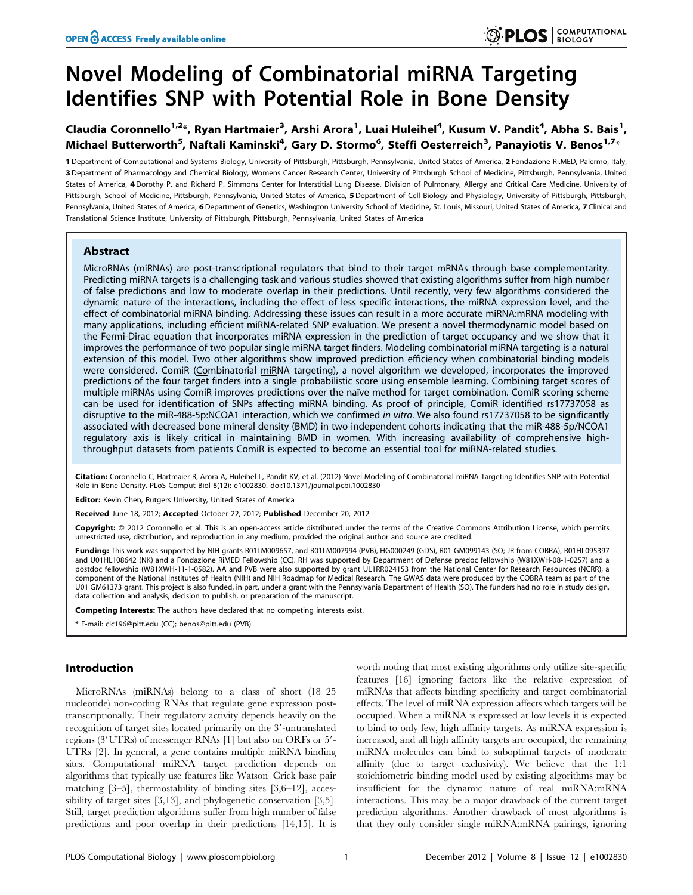# Novel Modeling of Combinatorial miRNA Targeting Identifies SNP with Potential Role in Bone Density

Claudia Coronnello[1,2]*, Ryan Hartmaier[3], Arshi Arora[1], Luai Huleihel[4], Kusum V. Pandit[4], Abha S. Bais[1], Michael Butterworth[5], Naftali Kaminski[4], Gary D. Stormo[6], Steffi Oesterreich[3], Panayiotis V. Benos[1,7]*

1 Department of Computational and Systems Biology, University of Pittsburgh, Pittsburgh, Pennsylvania, United States of America, 2 Fondazione Ri.MED, Palermo, Italy, 3 Department of Pharmacology and Chemical Biology, Womens Cancer Research Center, University of Pittsburgh School of Medicine, Pittsburgh, Pennsylvania, United States of America, 4 Dorothy P. and Richard P. Simmons Center for Interstitial Lung Disease, Division of Pulmonary, Allergy and Critical Care Medicine, University of Pittsburgh, School of Medicine, Pittsburgh, Pennsylvania, United States of America, 5 Department of Cell Biology and Physiology, University of Pittsburgh, Pittsburgh, Pennsylvania, United States of America, 6 Department of Genetics, Washington University School of Medicine, St. Louis, Missouri, United States of America, 7 Clinical and Translational Science Institute, University of Pittsburgh, Pittsburgh, Pennsylvania, United States of America

## Abstract

MicroRNAs (miRNAs) are post-transcriptional regulators that bind to their target mRNAs through base complementarity. Predicting miRNA targets is a challenging task and various studies showed that existing algorithms suffer from high number of false predictions and low to moderate overlap in their predictions. Until recently, very few algorithms considered the dynamic nature of the interactions, including the effect of less specific interactions, the miRNA expression level, and the effect of combinatorial miRNA binding. Addressing these issues can result in a more accurate miRNA:mRNA modeling with many applications, including efficient miRNA-related SNP evaluation. We present a novel thermodynamic model based on the Fermi-Dirac equation that incorporates miRNA expression in the prediction of target occupancy and we show that it improves the performance of two popular single miRNA target finders. Modeling combinatorial miRNA targeting is a natural extension of this model. Two other algorithms show improved prediction efficiency when combinatorial binding models were considered. ComiR (Combinatorial miRNA targeting), a novel algorithm we developed, incorporates the improved predictions of the four target finders into a single probabilistic score using ensemble learning. Combining target scores of multiple miRNAs using ComiR improves predictions over the naïve method for target combination. ComiR scoring scheme can be used for identification of SNPs affecting miRNA binding. As proof of principle, ComiR identified rs17737058 as disruptive to the miR-488-5p:NCOA1 interaction, which we confirmed *in vitro*. We also found rs17737058 to be significantly associated with decreased bone mineral density (BMD) in two independent cohorts indicating that the miR-488-5p/NCOA1 regulatory axis is likely critical in maintaining BMD in women. With increasing availability of comprehensive high-throughput datasets from patients ComiR is expected to become an essential tool for miRNA-related studies.

**Citation:** Coronnello C, Hartmaier R, Arora A, Huleihel L, Pandit KV, et al. (2012) Novel Modeling of Combinatorial miRNA Targeting Identifies SNP with Potential Role in Bone Density. PLoS Comput Biol 8(12): e1002830. doi:10.1371/journal.pcbi.1002830

**Editor:** Kevin Chen, Rutgers University, United States of America

**Received** June 18, 2012; **Accepted** October 22, 2012; **Published** December 20, 2012

**Copyright:** © 2012 Coronnello et al. This is an open-access article distributed under the terms of the Creative Commons Attribution License, which permits unrestricted use, distribution, and reproduction in any medium, provided the original author and source are credited.

**Funding:** This work was supported by NIH grants R01LM009657, and R01LM007994 (PVB), HG000249 (GDS), R01 GM099143 (SO; JR from COBRA), R01HL095397 and U01HL108642 (NK) and a Fondazione RiMED Fellowship (CC). RH was supported by Department of Defense predoc fellowship (W81XWH-08-1-0257) and a postdoc fellowship (W81XWH-11-1-0582). AA and PVB were also supported by grant UL1RR024153 from the National Center for Research Resources (NCRR), a component of the National Institutes of Health (NIH) and NIH Roadmap for Medical Research. The GWAS data were produced by the COBRA team as part of the U01 GM61373 grant. This project is also funded, in part, under a grant with the Pennsylvania Department of Health (SO). The funders had no role in study design, data collection and analysis, decision to publish, or preparation of the manuscript.

**Competing Interests:** The authors have declared that no competing interests exist.

\* E-mail: clc196@pitt.edu (CC); benos@pitt.edu (PVB)

## Introduction

MicroRNAs (miRNAs) belong to a class of short (18–25 nucleotide) non-coding RNAs that regulate gene expression post-transcriptionally. Their regulatory activity depends heavily on the recognition of target sites located primarily on the 3′-untranslated regions (3′UTRs) of messenger RNAs [1] but also on ORFs or 5′-UTRs [2]. In general, a gene contains multiple miRNA binding sites. Computational miRNA target prediction depends on algorithms that typically use features like Watson–Crick base pair matching [3–5], thermostability of binding sites [3,6–12], accessibility of target sites [3,13], and phylogenetic conservation [3,5]. Still, target prediction algorithms suffer from high number of false predictions and poor overlap in their predictions [14,15]. It is worth noting that most existing algorithms only utilize site-specific features [16] ignoring factors like the relative expression of miRNAs that affect binding specificity and target combinatorial effects. The level of miRNA expression affects which targets will be occupied. When a miRNA is expressed at low levels it is expected to bind to only few, high affinity targets. As miRNA expression is increased, and all high affinity targets are occupied, the remaining miRNA molecules can bind to suboptimal targets of moderate affinity (due to target exclusivity). We believe that the 1:1 stoichiometric binding model used by existing algorithms may be insufficient for the dynamic nature of real miRNA:mRNA interactions. This may be a major drawback of the current target prediction algorithms. Another drawback of most algorithms is that they only consider single miRNA:mRNA pairings, ignoring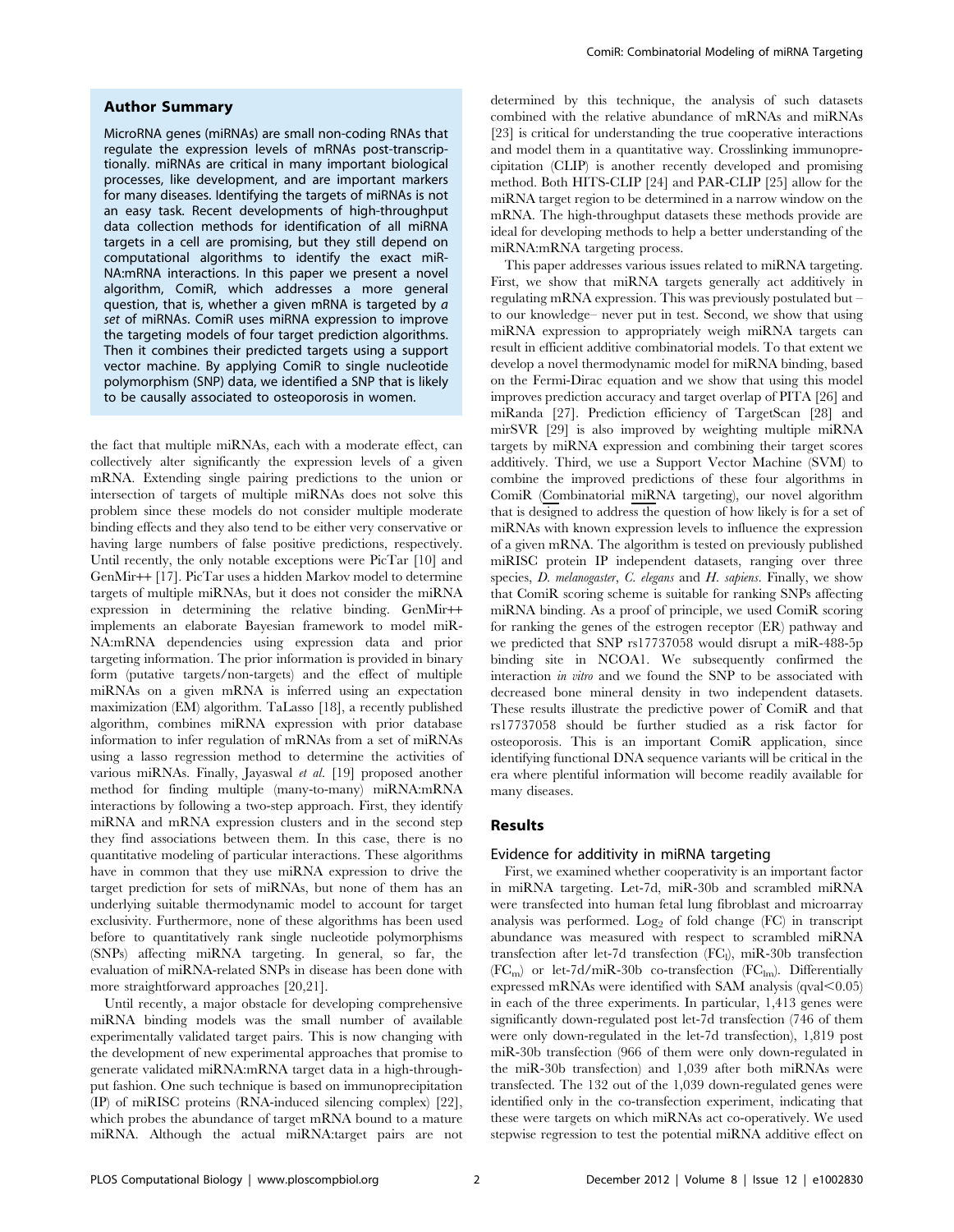## Author Summary

MicroRNA genes (miRNAs) are small non-coding RNAs that regulate the expression levels of mRNAs post-transcriptionally. miRNAs are critical in many important biological processes, like development, and are important markers for many diseases. Identifying the targets of miRNAs is not an easy task. Recent developments of high-throughput data collection methods for identification of all miRNA targets in a cell are promising, but they still depend on computational algorithms to identify the exact miRNA:mRNA interactions. In this paper we present a novel algorithm, ComiR, which addresses a more general question, that is, whether a given mRNA is targeted by *a set* of miRNAs. ComiR uses miRNA expression to improve the targeting models of four target prediction algorithms. Then it combines their predicted targets using a support vector machine. By applying ComiR to single nucleotide polymorphism (SNP) data, we identified a SNP that is likely to be causally associated to osteoporosis in women.

the fact that multiple miRNAs, each with a moderate effect, can collectively alter significantly the expression levels of a given mRNA. Extending single pairing predictions to the union or intersection of targets of multiple miRNAs does not solve this problem since these models do not consider multiple moderate binding effects and they also tend to be either very conservative or having large numbers of false positive predictions, respectively. Until recently, the only notable exceptions were PicTar [10] and GenMir++ [17]. PicTar uses a hidden Markov model to determine targets of multiple miRNAs, but it does not consider the miRNA expression in determining the relative binding. GenMir++ implements an elaborate Bayesian framework to model miRNA:mRNA dependencies using expression data and prior targeting information. The prior information is provided in binary form (putative targets/non-targets) and the effect of multiple miRNAs on a given mRNA is inferred using an expectation maximization (EM) algorithm. TaLasso [18], a recently published algorithm, combines miRNA expression with prior database information to infer regulation of mRNAs from a set of miRNAs using a lasso regression method to determine the activities of various miRNAs. Finally, Jayaswal *et al.* [19] proposed another method for finding multiple (many-to-many) miRNA:mRNA interactions by following a two-step approach. First, they identify miRNA and mRNA expression clusters and in the second step they find associations between them. In this case, there is no quantitative modeling of particular interactions. These algorithms have in common that they use miRNA expression to drive the target prediction for sets of miRNAs, but none of them has an underlying suitable thermodynamic model to account for target exclusivity. Furthermore, none of these algorithms has been used before to quantitatively rank single nucleotide polymorphisms (SNPs) affecting miRNA targeting. In general, so far, the evaluation of miRNA-related SNPs in disease has been done with more straightforward approaches [20,21].

Until recently, a major obstacle for developing comprehensive miRNA binding models was the small number of available experimentally validated target pairs. This is now changing with the development of new experimental approaches that promise to generate validated miRNA:mRNA target data in a high-throughput fashion. One such technique is based on immunoprecipitation (IP) of miRISC proteins (RNA-induced silencing complex) [22], which probes the abundance of target mRNA bound to a mature miRNA. Although the actual miRNA:target pairs are not determined by this technique, the analysis of such datasets combined with the relative abundance of mRNAs and miRNAs [23] is critical for understanding the true cooperative interactions and model them in a quantitative way. Crosslinking immunoprecipitation (CLIP) is another recently developed and promising method. Both HITS-CLIP [24] and PAR-CLIP [25] allow for the miRNA target region to be determined in a narrow window on the mRNA. The high-throughput datasets these methods provide are ideal for developing methods to help a better understanding of the miRNA:mRNA targeting process.

This paper addresses various issues related to miRNA targeting. First, we show that miRNA targets generally act additively in regulating mRNA expression. This was previously postulated but – to our knowledge– never put in test. Second, we show that using miRNA expression to appropriately weigh miRNA targets can result in efficient additive combinatorial models. To that extent we develop a novel thermodynamic model for miRNA binding, based on the Fermi-Dirac equation and we show that using this model improves prediction accuracy and target overlap of PITA [26] and miRanda [27]. Prediction efficiency of TargetScan [28] and mirSVR [29] is also improved by weighting multiple miRNA targets by miRNA expression and combining their target scores additively. Third, we use a Support Vector Machine (SVM) to combine the improved predictions of these four algorithms in ComiR (Combinatorial miRNA targeting), our novel algorithm that is designed to address the question of how likely is for a set of miRNAs with known expression levels to influence the expression of a given mRNA. The algorithm is tested on previously published miRISC protein IP independent datasets, ranging over three species, *D. melanogaster*, *C. elegans* and *H. sapiens*. Finally, we show that ComiR scoring scheme is suitable for ranking SNPs affecting miRNA binding. As a proof of principle, we used ComiR scoring for ranking the genes of the estrogen receptor (ER) pathway and we predicted that SNP rs17737058 would disrupt a miR-488-5p binding site in NCOA1. We subsequently confirmed the interaction *in vitro* and we found the SNP to be associated with decreased bone mineral density in two independent datasets. These results illustrate the predictive power of ComiR and that rs17737058 should be further studied as a risk factor for osteoporosis. This is an important ComiR application, since identifying functional DNA sequence variants will be critical in the era where plentiful information will become readily available for many diseases.

## Results

### Evidence for additivity in miRNA targeting

First, we examined whether cooperativity is an important factor in miRNA targeting. Let-7d, miR-30b and scrambled miRNA were transfected into human fetal lung fibroblast and microarray analysis was performed. $Log_2$ of fold change (FC) in transcript abundance was measured with respect to scrambled miRNA transfection after let-7d transfection ($FC_l$), miR-30b transfection ($FC_m$) or let-7d/miR-30b co-transfection ($FC_{lm}$). Differentially expressed mRNAs were identified with SAM analysis (qval$<$0.05) in each of the three experiments. In particular, 1,413 genes were significantly down-regulated post let-7d transfection (746 of them were only down-regulated in the let-7d transfection), 1,819 post miR-30b transfection (966 of them were only down-regulated in the miR-30b transfection) and 1,039 after both miRNAs were transfected. The 132 out of the 1,039 down-regulated genes were identified only in the co-transfection experiment, indicating that these were targets on which miRNAs act co-operatively. We used stepwise regression to test the potential miRNA additive effect on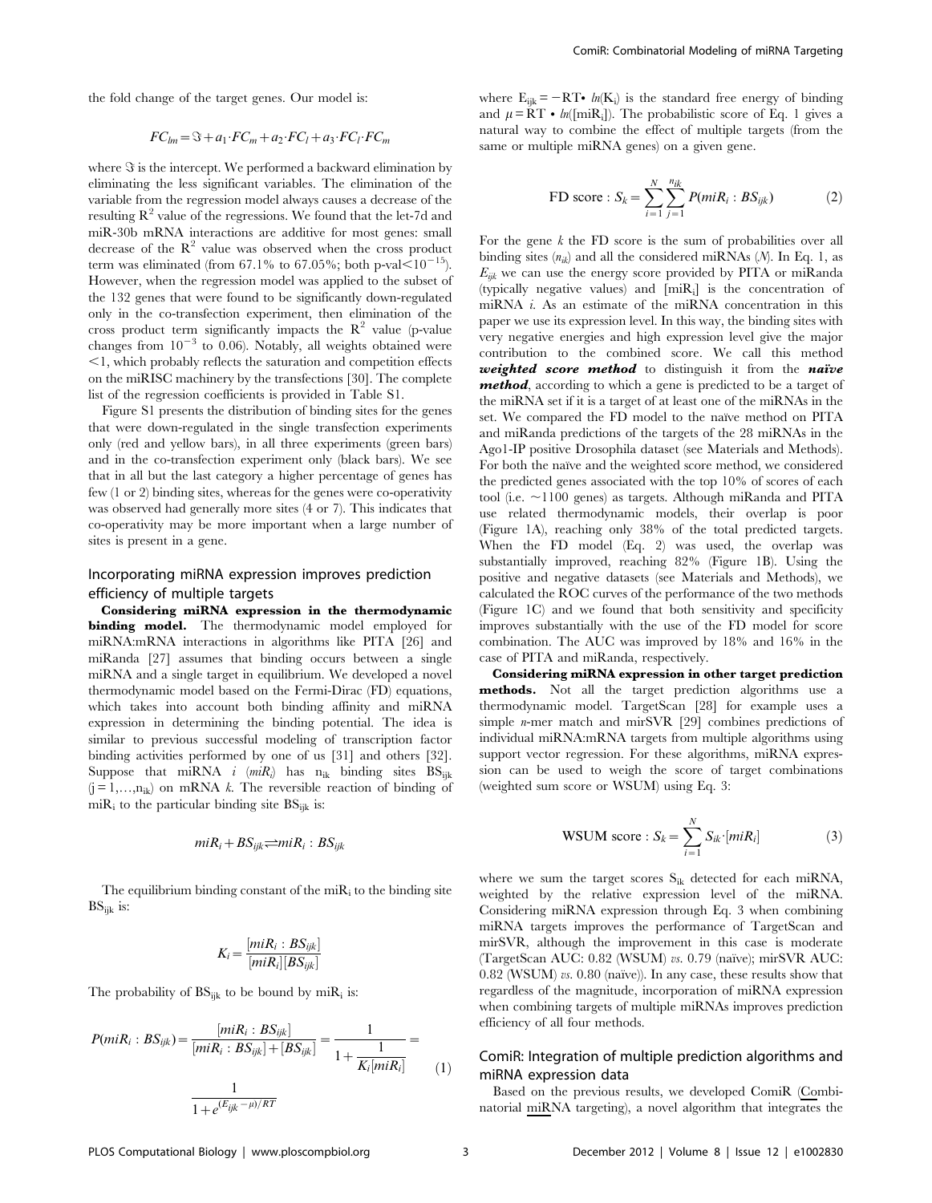the fold change of the target genes. Our model is:

$$FC_{lm} = \Im + a_1 \cdot FC_m + a_2 \cdot FC_l + a_3 \cdot FC_l \cdot FC_m$$

where $\Im$ is the intercept. We performed a backward elimination by eliminating the less significant variables. The elimination of the variable from the regression model always causes a decrease of the resulting $R^2$ value of the regressions. We found that the let-7d and miR-30b mRNA interactions are additive for most genes: small decrease of the $R^2$ value was observed when the cross product term was eliminated (from 67.1% to 67.05%; both p-val$<10^{-15}$). However, when the regression model was applied to the subset of the 132 genes that were found to be significantly down-regulated only in the co-transfection experiment, then elimination of the cross product term significantly impacts the $R^2$ value (p-value changes from $10^{-3}$ to 0.06). Notably, all weights obtained were $<1$, which probably reflects the saturation and competition effects on the miRISC machinery by the transfections [30]. The complete list of the regression coefficients is provided in Table S1.

Figure S1 presents the distribution of binding sites for the genes that were down-regulated in the single transfection experiments only (red and yellow bars), in all three experiments (green bars) and in the co-transfection experiment only (black bars). We see that in all but the last category a higher percentage of genes has few (1 or 2) binding sites, whereas for the genes were co-operativity was observed had generally more sites (4 or 7). This indicates that co-operativity may be more important when a large number of sites is present in a gene.

## Incorporating miRNA expression improves prediction efficiency of multiple targets

**Considering miRNA expression in the thermodynamic binding model.** The thermodynamic model employed for miRNA:mRNA interactions in algorithms like PITA [26] and miRanda [27] assumes that binding occurs between a single miRNA and a single target in equilibrium. We developed a novel thermodynamic model based on the Fermi-Dirac (FD) equations, which takes into account both binding affinity and miRNA expression in determining the binding potential. The idea is similar to previous successful modeling of transcription factor binding activities performed by one of us [31] and others [32]. Suppose that miRNA $i$ ($miR_i$) has $n_{ik}$ binding sites $BS_{ijk}$ ($j = 1,\ldots,n_{ik}$) on mRNA $k$. The reversible reaction of binding of $miR_i$ to the particular binding site $BS_{ijk}$ is:

$$miR_i + BS_{ijk} \rightleftharpoons miR_i : BS_{ijk}$$

The equilibrium binding constant of the $miR_i$ to the binding site $BS_{ijk}$ is:

$$K_i = \frac{[miR_i : BS_{ijk}]}{[miR_i][BS_{ijk}]}$$

The probability of $BS_{ijk}$ to be bound by $miR_i$ is:

$$P(miR_i : BS_{ijk}) = \frac{[miR_i : BS_{ijk}]}{[miR_i : BS_{ijk}] + [BS_{ijk}]} = \frac{1}{1 + \frac{1}{K_i[miR_i]}} = \frac{1}{1 + e^{(E_{ijk} - \mu)/RT}} \quad (1)$$

where $E_{ijk} = -RT \cdot ln(K_i)$ is the standard free energy of binding and $\mu = RT \cdot ln([miR_i])$. The probabilistic score of Eq. 1 gives a natural way to combine the effect of multiple targets (from the same or multiple miRNA genes) on a given gene.

$$\text{FD score} : S_k = \sum_{i=1}^{N} \sum_{j=1}^{n_{ik}} P(miR_i : BS_{ijk}) \quad (2)$$

For the gene $k$ the FD score is the sum of probabilities over all binding sites ($n_{ik}$) and all the considered miRNAs ($N$). In Eq. 1, as $E_{ijk}$ we can use the energy score provided by PITA or miRanda (typically negative values) and $[miR_i]$ is the concentration of miRNA $i$. As an estimate of the miRNA concentration in this paper we use its expression level. In this way, the binding sites with very negative energies and high expression level give the major contribution to the combined score. We call this method ***weighted score method*** to distinguish it from the ***naïve method***, according to which a gene is predicted to be a target of the miRNA set if it is a target of at least one of the miRNAs in the set. We compared the FD model to the naïve method on PITA and miRanda predictions of the targets of the 28 miRNAs in the Ago1-IP positive Drosophila dataset (see Materials and Methods). For both the naïve and the weighted score method, we considered the predicted genes associated with the top 10% of scores of each tool (i.e. ~1100 genes) as targets. Although miRanda and PITA use related thermodynamic models, their overlap is poor (Figure 1A), reaching only 38% of the total predicted targets. When the FD model (Eq. 2) was used, the overlap was substantially improved, reaching 82% (Figure 1B). Using the positive and negative datasets (see Materials and Methods), we calculated the ROC curves of the performance of the two methods (Figure 1C) and we found that both sensitivity and specificity improves substantially with the use of the FD model for score combination. The AUC was improved by 18% and 16% in the case of PITA and miRanda, respectively.

**Considering miRNA expression in other target prediction methods.** Not all the target prediction algorithms use a thermodynamic model. TargetScan [28] for example uses a simple *n*-mer match and mirSVR [29] combines predictions of individual miRNA:mRNA targets from multiple algorithms using support vector regression. For these algorithms, miRNA expression can be used to weigh the score of target combinations (weighted sum score or WSUM) using Eq. 3:

$$\text{WSUM score} : S_k = \sum_{i=1}^{N} S_{ik} \cdot [miR_i] \quad (3)$$

where we sum the target scores $S_{ik}$ detected for each miRNA, weighted by the relative expression level of the miRNA. Considering miRNA expression through Eq. 3 when combining miRNA targets improves the performance of TargetScan and mirSVR, although the improvement in this case is moderate (TargetScan AUC: 0.82 (WSUM) *vs.* 0.79 (naïve); mirSVR AUC: 0.82 (WSUM) *vs.* 0.80 (naïve)). In any case, these results show that regardless of the magnitude, incorporation of miRNA expression when combining targets of multiple miRNAs improves prediction efficiency of all four methods.

## ComiR: Integration of multiple prediction algorithms and miRNA expression data

Based on the previous results, we developed ComiR (Combinatorial miRNA targeting), a novel algorithm that integrates the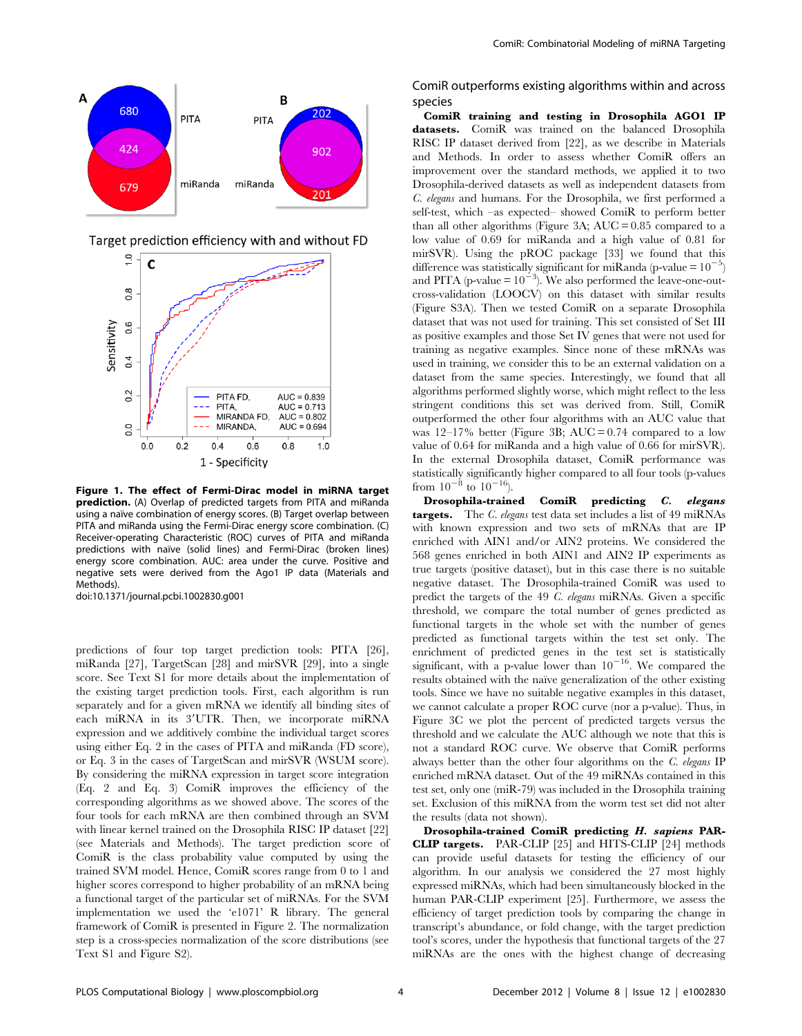Target prediction efficiency with and without FD

**Figure 1. The effect of Fermi-Dirac model in miRNA target prediction.** (A) Overlap of predicted targets from PITA and miRanda using a naïve combination of energy scores. (B) Target overlap between PITA and miRanda using the Fermi-Dirac energy score combination. (C) Receiver-operating Characteristic (ROC) curves of PITA and miRanda predictions with naïve (solid lines) and Fermi-Dirac (broken lines) energy score combination. AUC: area under the curve. Positive and negative sets were derived from the Ago1 IP data (Materials and Methods).

doi:10.1371/journal.pcbi.1002830.g001

predictions of four top target prediction tools: PITA [26], miRanda [27], TargetScan [28] and mirSVR [29], into a single score. See Text S1 for more details about the implementation of the existing target prediction tools. First, each algorithm is run separately and for a given mRNA we identify all binding sites of each miRNA in its 3′UTR. Then, we incorporate miRNA expression and we additively combine the individual target scores using either Eq. 2 in the cases of PITA and miRanda (FD score), or Eq. 3 in the cases of TargetScan and mirSVR (WSUM score). By considering the miRNA expression in target score integration (Eq. 2 and Eq. 3) ComiR improves the efficiency of the corresponding algorithms as we showed above. The scores of the four tools for each mRNA are then combined through an SVM with linear kernel trained on the Drosophila RISC IP dataset [22] (see Materials and Methods). The target prediction score of ComiR is the class probability value computed by using the trained SVM model. Hence, ComiR scores range from 0 to 1 and higher scores correspond to higher probability of an mRNA being a functional target of the particular set of miRNAs. For the SVM implementation we used the 'e1071' R library. The general framework of ComiR is presented in Figure 2. The normalization step is a cross-species normalization of the score distributions (see Text S1 and Figure S2).

## ComiR outperforms existing algorithms within and across species

**ComiR training and testing in Drosophila AGO1 IP datasets.** ComiR was trained on the balanced Drosophila RISC IP dataset derived from [22], as we describe in Materials and Methods. In order to assess whether ComiR offers an improvement over the standard methods, we applied it to two Drosophila-derived datasets as well as independent datasets from *C. elegans* and humans. For the Drosophila, we first performed a self-test, which –as expected– showed ComiR to perform better than all other algorithms (Figure 3A; AUC = 0.85 compared to a low value of 0.69 for miRanda and a high value of 0.81 for mirSVR). Using the pROC package [33] we found that this difference was statistically significant for miRanda (p-value = $10^{-5}$) and PITA (p-value = $10^{-3}$). We also performed the leave-one-out-cross-validation (LOOCV) on this dataset with similar results (Figure S3A). Then we tested ComiR on a separate Drosophila dataset that was not used for training. This set consisted of Set III as positive examples and those Set IV genes that were not used for training as negative examples. Since none of these mRNAs was used in training, we consider this to be an external validation on a dataset from the same species. Interestingly, we found that all algorithms performed slightly worse, which might reflect to the less stringent conditions this set was derived from. Still, ComiR outperformed the other four algorithms with an AUC value that was 12–17% better (Figure 3B; AUC = 0.74 compared to a low value of 0.64 for miRanda and a high value of 0.66 for mirSVR). In the external Drosophila dataset, ComiR performance was statistically significantly higher compared to all four tools (p-values from $10^{-8}$ to $10^{-16}$).

**Drosophila-trained ComiR predicting *C. elegans* targets.** The *C. elegans* test data set includes a list of 49 miRNAs with known expression and two sets of mRNAs that are IP enriched with AIN1 and/or AIN2 proteins. We considered the 568 genes enriched in both AIN1 and AIN2 IP experiments as true targets (positive dataset), but in this case there is no suitable negative dataset. The Drosophila-trained ComiR was used to predict the targets of the 49 *C. elegans* miRNAs. Given a specific threshold, we compare the total number of genes predicted as functional targets in the whole set with the number of genes predicted as functional targets within the test set only. The enrichment of predicted genes in the test set is statistically significant, with a p-value lower than $10^{-16}$. We compared the results obtained with the naive generalization of the other existing tools. Since we have no suitable negative examples in this dataset, we cannot calculate a proper ROC curve (nor a p-value). Thus, in Figure 3C we plot the percent of predicted targets versus the threshold and we calculate the AUC although we note that this is not a standard ROC curve. We observe that ComiR performs always better than the other four algorithms on the *C. elegans* IP enriched mRNA dataset. Out of the 49 miRNAs contained in this test set, only one (miR-79) was included in the Drosophila training set. Exclusion of this miRNA from the worm test set did not alter the results (data not shown).

**Drosophila-trained ComiR predicting *H. sapiens* PAR-CLIP targets.** PAR-CLIP [25] and HITS-CLIP [24] methods can provide useful datasets for testing the efficiency of our algorithm. In our analysis we considered the 27 most highly expressed miRNAs, which had been simultaneously blocked in the human PAR-CLIP experiment [25]. Furthermore, we assess the efficiency of target prediction tools by comparing the change in transcript's abundance, or fold change, with the target prediction tool's scores, under the hypothesis that functional targets of the 27 miRNAs are the ones with the highest change of decreasing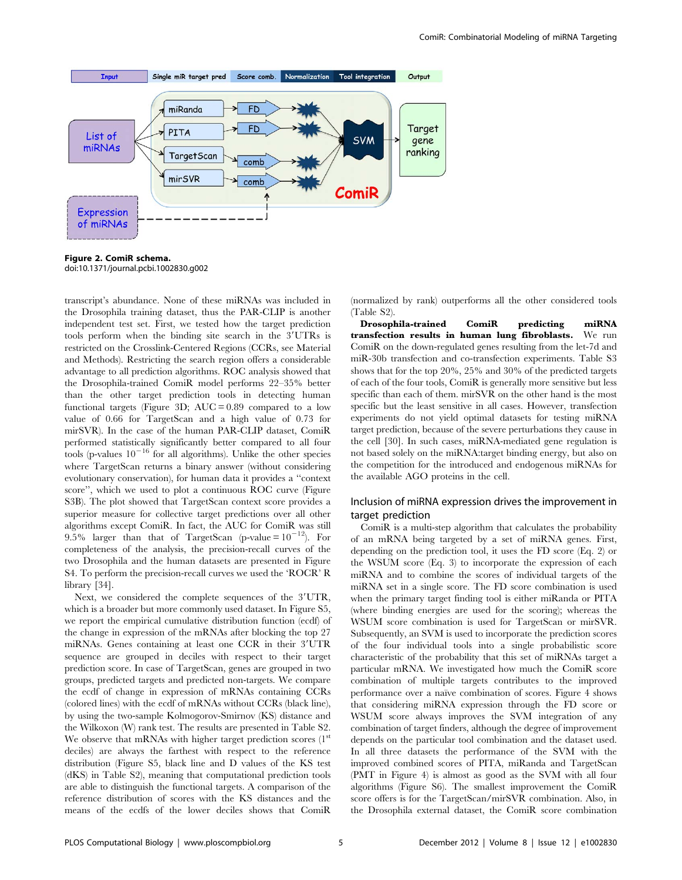**Figure 2. ComiR schema.**
doi:10.1371/journal.pcbi.1002830.g002

transcript's abundance. None of these miRNAs was included in the Drosophila training dataset, thus the PAR-CLIP is another independent test set. First, we tested how the target prediction tools perform when the binding site search in the 3′UTRs is restricted on the Crosslink-Centered Regions (CCRs, see Material and Methods). Restricting the search region offers a considerable advantage to all prediction algorithms. ROC analysis showed that the Drosophila-trained ComiR model performs 22–35% better than the other target prediction tools in detecting human functional targets (Figure 3D; AUC = 0.89 compared to a low value of 0.66 for TargetScan and a high value of 0.73 for mirSVR). In the case of the human PAR-CLIP dataset, ComiR performed statistically significantly better compared to all four tools (p-values $10^{-16}$ for all algorithms). Unlike the other species where TargetScan returns a binary answer (without considering evolutionary conservation), for human data it provides a "context score", which we used to plot a continuous ROC curve (Figure S3B). The plot showed that TargetScan context score provides a superior measure for collective target predictions over all other algorithms except ComiR. In fact, the AUC for ComiR was still 9.5% larger than that of TargetScan (p-value = $10^{-12}$). For completeness of the analysis, the precision-recall curves of the two Drosophila and the human datasets are presented in Figure S4. To perform the precision-recall curves we used the 'ROCR' R library [34].

Next, we considered the complete sequences of the 3′UTR, which is a broader but more commonly used dataset. In Figure S5, we report the empirical cumulative distribution function (ecdf) of the change in expression of the mRNAs after blocking the top 27 miRNAs. Genes containing at least one CCR in their 3′UTR sequence are grouped in deciles with respect to their target prediction score. In case of TargetScan, genes are grouped in two groups, predicted targets and predicted non-targets. We compare the ecdf of change in expression of mRNAs containing CCRs (colored lines) with the ecdf of mRNAs without CCRs (black line), by using the two-sample Kolmogorov-Smirnov (KS) distance and the Wilkoxon (W) rank test. The results are presented in Table S2. We observe that mRNAs with higher target prediction scores (1st deciles) are always the farthest with respect to the reference distribution (Figure S5, black line and D values of the KS test (dKS) in Table S2), meaning that computational prediction tools are able to distinguish the functional targets. A comparison of the reference distribution of scores with the KS distances and the means of the ecdfs of the lower deciles shows that ComiR (normalized by rank) outperforms all the other considered tools (Table S2).

**Drosophila-trained ComiR predicting miRNA transfection results in human lung fibroblasts.** We run ComiR on the down-regulated genes resulting from the let-7d and miR-30b transfection and co-transfection experiments. Table S3 shows that for the top 20%, 25% and 30% of the predicted targets of each of the four tools, ComiR is generally more sensitive but less specific than each of them. mirSVR on the other hand is the most specific but the least sensitive in all cases. However, transfection experiments do not yield optimal datasets for testing miRNA target prediction, because of the severe perturbations they cause in the cell [30]. In such cases, miRNA-mediated gene regulation is not based solely on the miRNA:target binding energy, but also on the competition for the introduced and endogenous miRNAs for the available AGO proteins in the cell.

## Inclusion of miRNA expression drives the improvement in target prediction

ComiR is a multi-step algorithm that calculates the probability of an mRNA being targeted by a set of miRNA genes. First, depending on the prediction tool, it uses the FD score (Eq. 2) or the WSUM score (Eq. 3) to incorporate the expression of each miRNA and to combine the scores of individual targets of the miRNA set in a single score. The FD score combination is used when the primary target finding tool is either miRanda or PITA (where binding energies are used for the scoring); whereas the WSUM score combination is used for TargetScan or mirSVR. Subsequently, an SVM is used to incorporate the prediction scores of the four individual tools into a single probabilistic score characteristic of the probability that this set of miRNAs target a particular mRNA. We investigated how much the ComiR score combination of multiple targets contributes to the improved performance over a naïve combination of scores. Figure 4 shows that considering miRNA expression through the FD score or WSUM score always improves the SVM integration of any combination of target finders, although the degree of improvement depends on the particular tool combination and the dataset used. In all three datasets the performance of the SVM with the improved combined scores of PITA, miRanda and TargetScan (PMT in Figure 4) is almost as good as the SVM with all four algorithms (Figure S6). The smallest improvement the ComiR score offers is for the TargetScan/mirSVR combination. Also, in the Drosophila external dataset, the ComiR score combination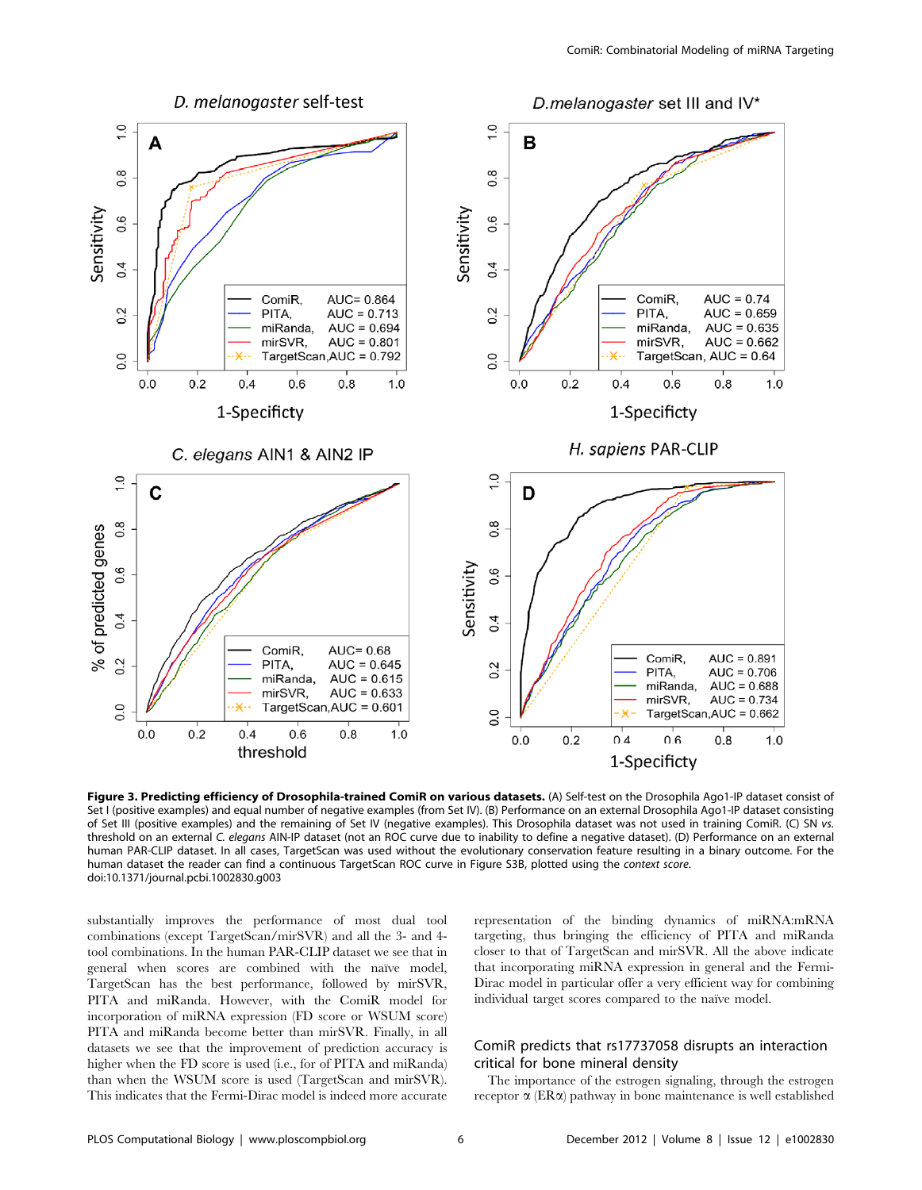**Figure 3. Predicting efficiency of Drosophila-trained ComiR on various datasets.** (A) Self-test on the Drosophila Ago1-IP dataset consist of Set I (positive examples) and equal number of negative examples (from Set IV). (B) Performance on an external Drosophila Ago1-IP dataset consisting of Set III (positive examples) and the remaining of Set IV (negative examples). This Drosophila dataset was not used in training ComiR. (C) SN *vs.* threshold on an external *C. elegans* AIN-IP dataset (not an ROC curve due to inability to define a negative dataset). (D) Performance on an external human PAR-CLIP dataset. In all cases, TargetScan was used without the evolutionary conservation feature resulting in a binary outcome. For the human dataset the reader can find a continuous TargetScan ROC curve in Figure S3B, plotted using the *context score*.
doi:10.1371/journal.pcbi.1002830.g003

substantially improves the performance of most dual tool combinations (except TargetScan/mirSVR) and all the 3- and 4-tool combinations. In the human PAR-CLIP dataset we see that in general when scores are combined with the naïve model, TargetScan has the best performance, followed by mirSVR, PITA and miRanda. However, with the ComiR model for incorporation of miRNA expression (FD score or WSUM score) PITA and miRanda become better than mirSVR. Finally, in all datasets we see that the improvement of prediction accuracy is higher when the FD score is used (i.e., for of PITA and miRanda) than when the WSUM score is used (TargetScan and mirSVR). This indicates that the Fermi-Dirac model is indeed more accurate representation of the binding dynamics of miRNA:mRNA targeting, thus bringing the efficiency of PITA and miRanda closer to that of TargetScan and mirSVR. All the above indicate that incorporating miRNA expression in general and the Fermi-Dirac model in particular offer a very efficient way for combining individual target scores compared to the naïve model.

## ComiR predicts that rs17737058 disrupts an interaction critical for bone mineral density

The importance of the estrogen signaling, through the estrogen receptor $\alpha$ (ER$\alpha$) pathway in bone maintenance is well established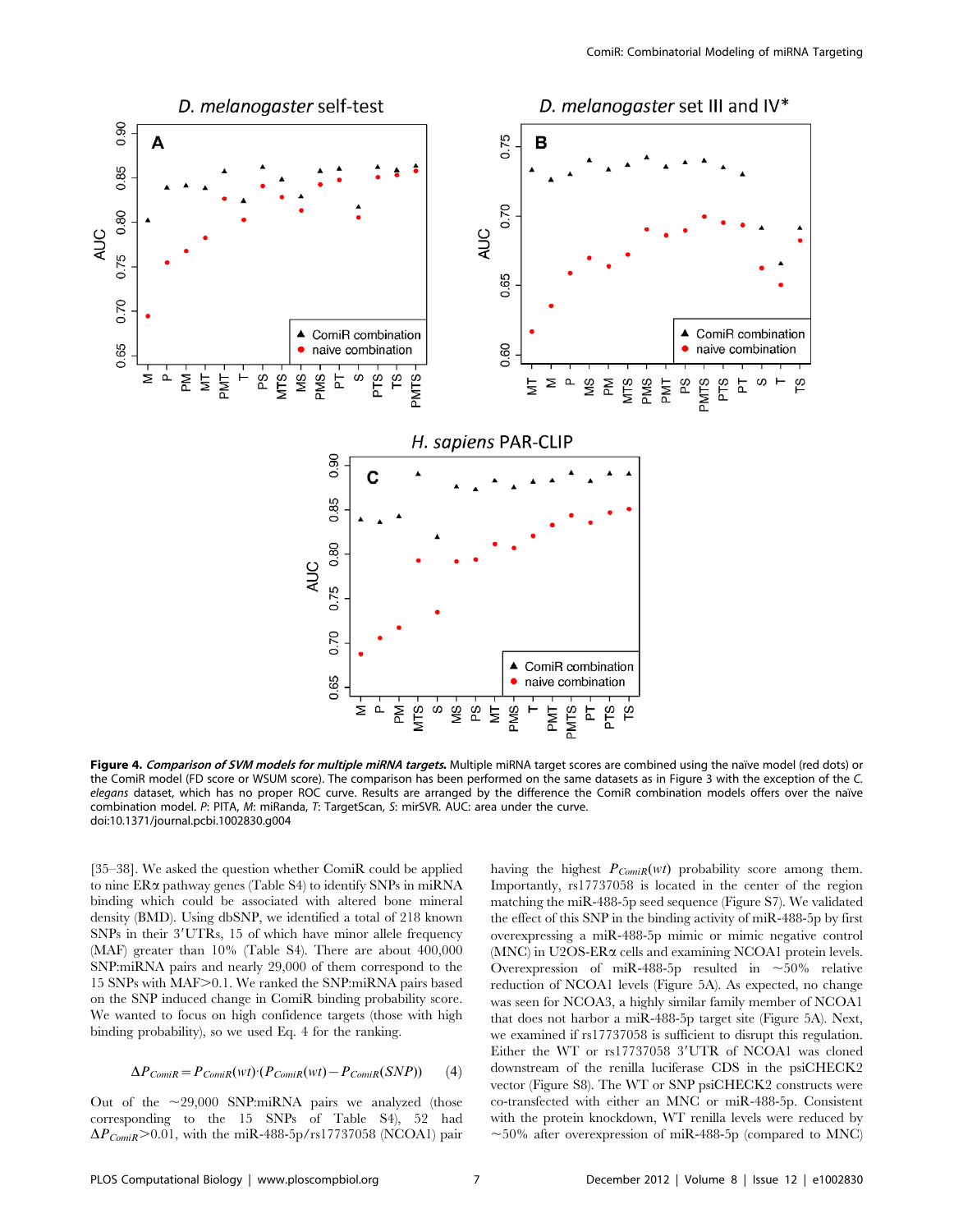**Figure 4. *Comparison of SVM models for multiple miRNA targets.*** Multiple miRNA target scores are combined using the naïve model (red dots) or the ComiR model (FD score or WSUM score). The comparison has been performed on the same datasets as in Figure 3 with the exception of the *C. elegans* dataset, which has no proper ROC curve. Results are arranged by the difference the ComiR combination models offers over the naïve combination model. *P*: PITA, *M*: miRanda, *T*: TargetScan, *S*: mirSVR. AUC: area under the curve.
doi:10.1371/journal.pcbi.1002830.g004

[35–38]. We asked the question whether ComiR could be applied to nine ERα pathway genes (Table S4) to identify SNPs in miRNA binding which could be associated with altered bone mineral density (BMD). Using dbSNP, we identified a total of 218 known SNPs in their 3′UTRs, 15 of which have minor allele frequency (MAF) greater than 10% (Table S4). There are about 400,000 SNP:miRNA pairs and nearly 29,000 of them correspond to the 15 SNPs with MAF>0.1. We ranked the SNP:miRNA pairs based on the SNP induced change in ComiR binding probability score. We wanted to focus on high confidence targets (those with high binding probability), so we used Eq. 4 for the ranking.

$$\Delta P_{ComiR} = P_{ComiR}(wt) \cdot (P_{ComiR}(wt) - P_{ComiR}(SNP)) \quad (4)$$

Out of the ~29,000 SNP:miRNA pairs we analyzed (those corresponding to the 15 SNPs of Table S4), 52 had $\Delta P_{ComiR} > 0.01$, with the miR-488-5p/rs17737058 (NCOA1) pair having the highest $P_{ComiR}(wt)$ probability score among them. Importantly, rs17737058 is located in the center of the region matching the miR-488-5p seed sequence (Figure S7). We validated the effect of this SNP in the binding activity of miR-488-5p by first overexpressing a miR-488-5p mimic or mimic negative control (MNC) in U2OS-ERα cells and examining NCOA1 protein levels. Overexpression of miR-488-5p resulted in ~50% relative reduction of NCOA1 levels (Figure 5A). As expected, no change was seen for NCOA3, a highly similar family member of NCOA1 that does not harbor a miR-488-5p target site (Figure 5A). Next, we examined if rs17737058 is sufficient to disrupt this regulation. Either the WT or rs17737058 3′UTR of NCOA1 was cloned downstream of the renilla luciferase CDS in the psiCHECK2 vector (Figure S8). The WT or SNP psiCHECK2 constructs were co-transfected with either an MNC or miR-488-5p. Consistent with the protein knockdown, WT renilla levels were reduced by ~50% after overexpression of miR-488-5p (compared to MNC)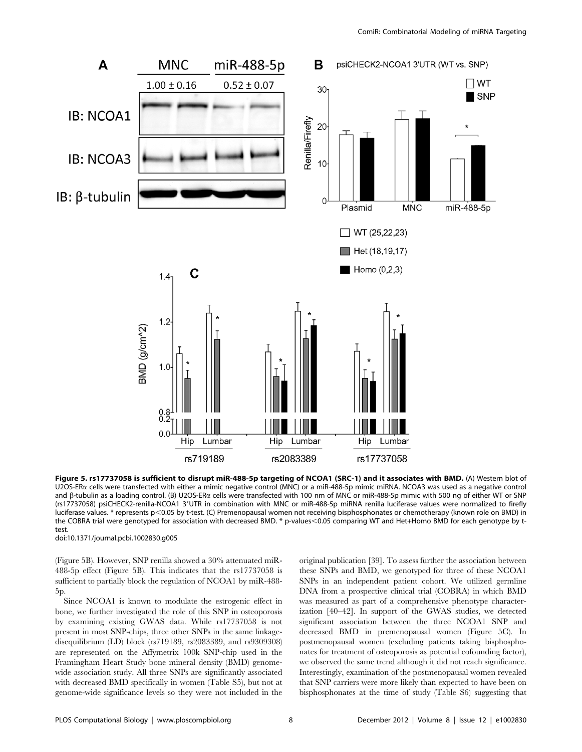**Figure 5. rs17737058 is sufficient to disrupt miR-488-5p targeting of NCOA1 (SRC-1) and it associates with BMD.** (A) Western blot of U2OS-ERα cells were transfected with either a mimic negative control (MNC) or a miR-488-5p mimic miRNA. NCOA3 was used as a negative control and β-tubulin as a loading control. (B) U2OS-ERα cells were transfected with 100 nm of MNC or miR-488-5p mimic with 500 ng of either WT or SNP (rs17737058) psiCHECK2-renilla-NCOA1 3′UTR in combination with MNC or miR-488-5p miRNA renilla luciferase values were normalized to firefly luciferase values. * represents $p<0.05$ by t-test. (C) Premenopausal women not receiving bisphosphonates or chemotherapy (known role on BMD) in the COBRA trial were genotyped for association with decreased BMD. * p-values<0.05 comparing WT and Het+Homo BMD for each genotype by t-test.

doi:10.1371/journal.pcbi.1002830.g005

(Figure 5B). However, SNP renilla showed a 30% attenuated miR-488-5p effect (Figure 5B). This indicates that the rs17737058 is sufficient to partially block the regulation of NCOA1 by miR-488-5p.

Since NCOA1 is known to modulate the estrogenic effect in bone, we further investigated the role of this SNP in osteoporosis by examining existing GWAS data. While rs17737058 is not present in most SNP-chips, three other SNPs in the same linkage-disequilibrium (LD) block (rs719189, rs2083389, and rs9309308) are represented on the Affymetrix 100k SNP-chip used in the Framingham Heart Study bone mineral density (BMD) genome-wide association study. All three SNPs are significantly associated with decreased BMD specifically in women (Table S5), but not at genome-wide significance levels so they were not included in the original publication [39]. To assess further the association between these SNPs and BMD, we genotyped for three of these NCOA1 SNPs in an independent patient cohort. We utilized germline DNA from a prospective clinical trial (COBRA) in which BMD was measured as part of a comprehensive phenotype characterization [40–42]. In support of the GWAS studies, we detected significant association between the three NCOA1 SNP and decreased BMD in premenopausal women (Figure 5C). In postmenopausal women (excluding patients taking bisphosphonates for treatment of osteoporosis as potential cofounding factor), we observed the same trend although it did not reach significance. Interestingly, examination of the postmenopausal women revealed that SNP carriers were more likely than expected to have been on bisphosphonates at the time of study (Table S6) suggesting that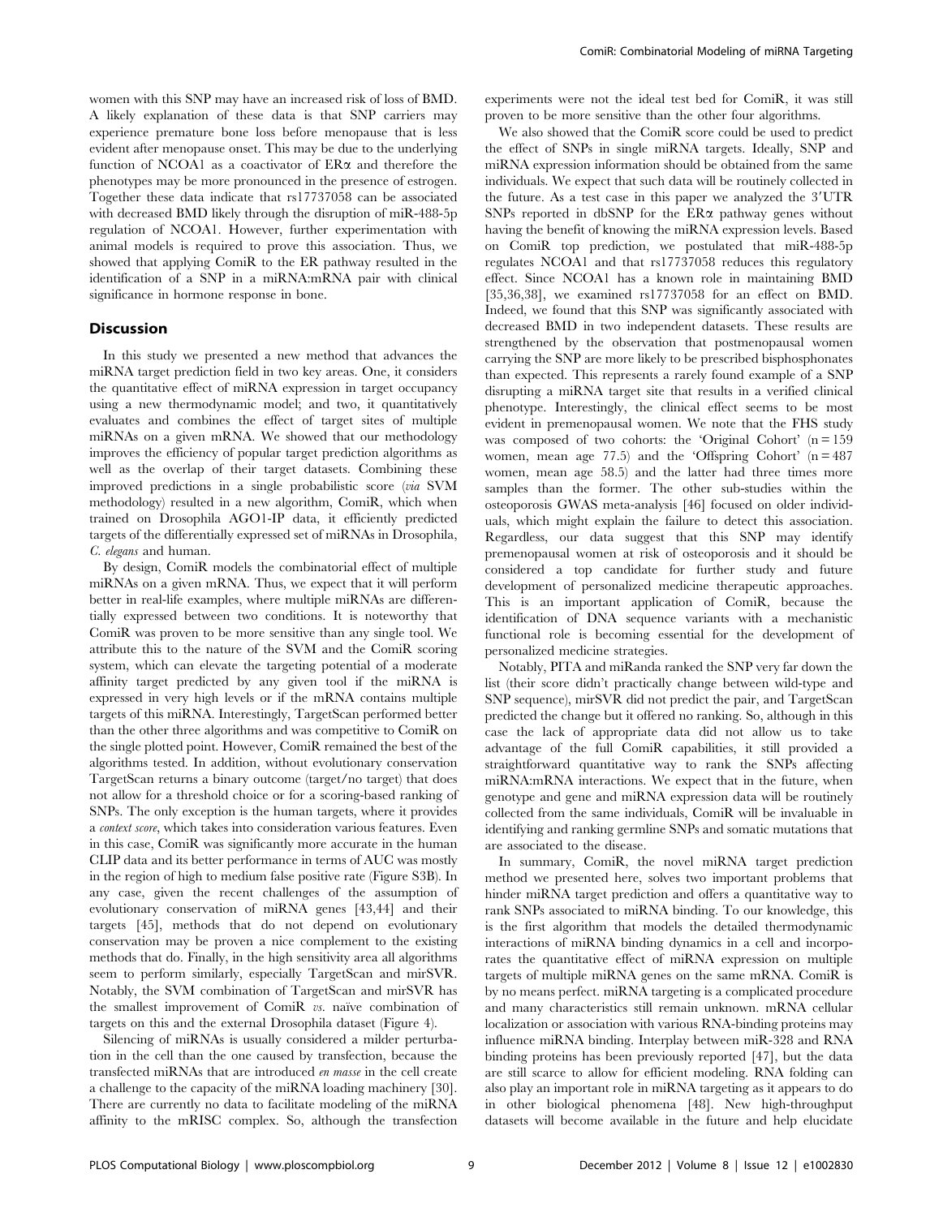women with this SNP may have an increased risk of loss of BMD. A likely explanation of these data is that SNP carriers may experience premature bone loss before menopause that is less evident after menopause onset. This may be due to the underlying function of NCOA1 as a coactivator of ERα and therefore the phenotypes may be more pronounced in the presence of estrogen. Together these data indicate that rs17737058 can be associated with decreased BMD likely through the disruption of miR-488-5p regulation of NCOA1. However, further experimentation with animal models is required to prove this association. Thus, we showed that applying ComiR to the ER pathway resulted in the identification of a SNP in a miRNA:mRNA pair with clinical significance in hormone response in bone.

## Discussion

In this study we presented a new method that advances the miRNA target prediction field in two key areas. One, it considers the quantitative effect of miRNA expression in target occupancy using a new thermodynamic model; and two, it quantitatively evaluates and combines the effect of target sites of multiple miRNAs on a given mRNA. We showed that our methodology improves the efficiency of popular target prediction algorithms as well as the overlap of their target datasets. Combining these improved predictions in a single probabilistic score (*via* SVM methodology) resulted in a new algorithm, ComiR, which when trained on Drosophila AGO1-IP data, it efficiently predicted targets of the differentially expressed set of miRNAs in Drosophila, *C. elegans* and human.

By design, ComiR models the combinatorial effect of multiple miRNAs on a given mRNA. Thus, we expect that it will perform better in real-life examples, where multiple miRNAs are differentially expressed between two conditions. It is noteworthy that ComiR was proven to be more sensitive than any single tool. We attribute this to the nature of the SVM and the ComiR scoring system, which can elevate the targeting potential of a moderate affinity target predicted by any given tool if the miRNA is expressed in very high levels or if the mRNA contains multiple targets of this miRNA. Interestingly, TargetScan performed better than the other three algorithms and was competitive to ComiR on the single plotted point. However, ComiR remained the best of the algorithms tested. In addition, without evolutionary conservation TargetScan returns a binary outcome (target/no target) that does not allow for a threshold choice or for a scoring-based ranking of SNPs. The only exception is the human targets, where it provides a *context score*, which takes into consideration various features. Even in this case, ComiR was significantly more accurate in the human CLIP data and its better performance in terms of AUC was mostly in the region of high to medium false positive rate (Figure S3B). In any case, given the recent challenges of the assumption of evolutionary conservation of miRNA genes [43,44] and their targets [45], methods that do not depend on evolutionary conservation may be proven a nice complement to the existing methods that do. Finally, in the high sensitivity area all algorithms seem to perform similarly, especially TargetScan and mirSVR. Notably, the SVM combination of TargetScan and mirSVR has the smallest improvement of ComiR *vs.* naïve combination of targets on this and the external Drosophila dataset (Figure 4).

Silencing of miRNAs is usually considered a milder perturbation in the cell than the one caused by transfection, because the transfected miRNAs that are introduced *en masse* in the cell create a challenge to the capacity of the miRNA loading machinery [30]. There are currently no data to facilitate modeling of the miRNA affinity to the mRISC complex. So, although the transfection experiments were not the ideal test bed for ComiR, it was still proven to be more sensitive than the other four algorithms.

We also showed that the ComiR score could be used to predict the effect of SNPs in single miRNA targets. Ideally, SNP and miRNA expression information should be obtained from the same individuals. We expect that such data will be routinely collected in the future. As a test case in this paper we analyzed the 3′UTR SNPs reported in dbSNP for the ERα pathway genes without having the benefit of knowing the miRNA expression levels. Based on ComiR top prediction, we postulated that miR-488-5p regulates NCOA1 and that rs17737058 reduces this regulatory effect. Since NCOA1 has a known role in maintaining BMD [35,36,38], we examined rs17737058 for an effect on BMD. Indeed, we found that this SNP was significantly associated with decreased BMD in two independent datasets. These results are strengthened by the observation that postmenopausal women carrying the SNP are more likely to be prescribed bisphosphonates than expected. This represents a rarely found example of a SNP disrupting a miRNA target site that results in a verified clinical phenotype. Interestingly, the clinical effect seems to be most evident in premenopausal women. We note that the FHS study was composed of two cohorts: the 'Original Cohort' ($n = 159$ women, mean age 77.5) and the 'Offspring Cohort' ($n = 487$ women, mean age 58.5) and the latter had three times more samples than the former. The other sub-studies within the osteoporosis GWAS meta-analysis [46] focused on older individuals, which might explain the failure to detect this association. Regardless, our data suggest that this SNP may identify premenopausal women at risk of osteoporosis and it should be considered a top candidate for further study and future development of personalized medicine therapeutic approaches. This is an important application of ComiR, because the identification of DNA sequence variants with a mechanistic functional role is becoming essential for the development of personalized medicine strategies.

Notably, PITA and miRanda ranked the SNP very far down the list (their score didn't practically change between wild-type and SNP sequence), mirSVR did not predict the pair, and TargetScan predicted the change but it offered no ranking. So, although in this case the lack of appropriate data did not allow us to take advantage of the full ComiR capabilities, it still provided a straightforward quantitative way to rank the SNPs affecting miRNA:mRNA interactions. We expect that in the future, when genotype and gene and miRNA expression data will be routinely collected from the same individuals, ComiR will be invaluable in identifying and ranking germline SNPs and somatic mutations that are associated to the disease.

In summary, ComiR, the novel miRNA target prediction method we presented here, solves two important problems that hinder miRNA target prediction and offers a quantitative way to rank SNPs associated to miRNA binding. To our knowledge, this is the first algorithm that models the detailed thermodynamic interactions of miRNA binding dynamics in a cell and incorporates the quantitative effect of miRNA expression on multiple targets of multiple miRNA genes on the same mRNA. ComiR is by no means perfect. miRNA targeting is a complicated procedure and many characteristics still remain unknown. mRNA cellular localization or association with various RNA-binding proteins may influence miRNA binding. Interplay between miR-328 and RNA binding proteins has been previously reported [47], but the data are still scarce to allow for efficient modeling. RNA folding can also play an important role in miRNA targeting as it appears to do in other biological phenomena [48]. New high-throughput datasets will become available in the future and help elucidate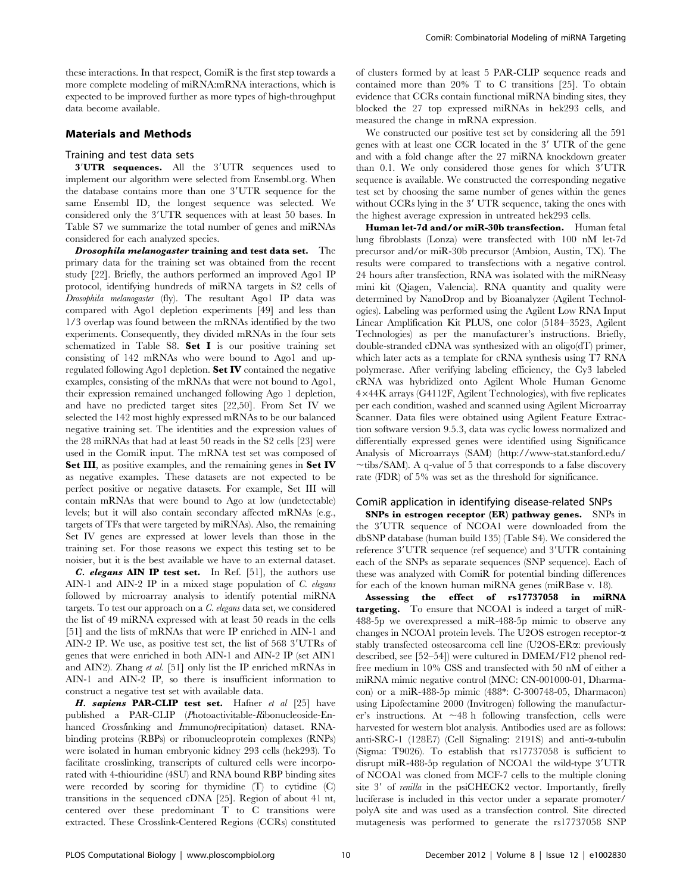these interactions. In that respect, ComiR is the first step towards a more complete modeling of miRNA:mRNA interactions, which is expected to be improved further as more types of high-throughput data become available.

## Materials and Methods

### Training and test data sets

**3′UTR sequences.** All the 3′UTR sequences used to implement our algorithm were selected from Ensembl.org. When the database contains more than one 3′UTR sequence for the same Ensembl ID, the longest sequence was selected. We considered only the 3′UTR sequences with at least 50 bases. In Table S7 we summarize the total number of genes and miRNAs considered for each analyzed species.

***Drosophila melanogaster* training and test data set.** The primary data for the training set was obtained from the recent study [22]. Briefly, the authors performed an improved Ago1 IP protocol, identifying hundreds of miRNA targets in S2 cells of *Drosophila melanogaster* (fly). The resultant Ago1 IP data was compared with Ago1 depletion experiments [49] and less than 1/3 overlap was found between the mRNAs identified by the two experiments. Consequently, they divided mRNAs in the four sets schematized in Table S8. **Set I** is our positive training set consisting of 142 mRNAs who were bound to Ago1 and up-regulated following Ago1 depletion. **Set IV** contained the negative examples, consisting of the mRNAs that were not bound to Ago1, their expression remained unchanged following Ago 1 depletion, and have no predicted target sites [22,50]. From Set IV we selected the 142 most highly expressed mRNAs to be our balanced negative training set. The identities and the expression values of the 28 miRNAs that had at least 50 reads in the S2 cells [23] were used in the ComiR input. The mRNA test set was composed of **Set III**, as positive examples, and the remaining genes in **Set IV** as negative examples. These datasets are not expected to be perfect positive or negative datasets. For example, Set III will contain mRNAs that were bound to Ago at low (undetectable) levels; but it will also contain secondary affected mRNAs (e.g., targets of TFs that were targeted by miRNAs). Also, the remaining Set IV genes are expressed at lower levels than those in the training set. For those reasons we expect this testing set to be noisier, but it is the best available we have to an external dataset.

***C. elegans* AIN IP test set.** In Ref. [51], the authors use AIN-1 and AIN-2 IP in a mixed stage population of *C. elegans* followed by microarray analysis to identify potential miRNA targets. To test our approach on a *C. elegans* data set, we considered the list of 49 miRNA expressed with at least 50 reads in the cells [51] and the lists of mRNAs that were IP enriched in AIN-1 and AIN-2 IP. We use, as positive test set, the list of 568 3′UTRs of genes that were enriched in both AIN-1 and AIN-2 IP (set AIN1 and AIN2). Zhang *et al.* [51] only list the IP enriched mRNAs in AIN-1 and AIN-2 IP, so there is insufficient information to construct a negative test set with available data.

***H. sapiens* PAR-CLIP test set.** Hafner *et al* [25] have published a PAR-CLIP (*P*hotoactivitable-*R*ibonucleoside-Enhanced *C*ross*li*nking and Immuno*p*recipitation) dataset. RNA-binding proteins (RBPs) or ribonucleoprotein complexes (RNPs) were isolated in human embryonic kidney 293 cells (hek293). To facilitate crosslinking, transcripts of cultured cells were incorporated with 4-thiouridine (4SU) and RNA bound RBP binding sites were recorded by scoring for thymidine (T) to cytidine (C) transitions in the sequenced cDNA [25]. Region of about 41 nt, centered over these predominant T to C transitions were extracted. These Crosslink-Centered Regions (CCRs) constituted of clusters formed by at least 5 PAR-CLIP sequence reads and contained more than 20% T to C transitions [25]. To obtain evidence that CCRs contain functional miRNA binding sites, they blocked the 27 top expressed miRNAs in hek293 cells, and measured the change in mRNA expression.

We constructed our positive test set by considering all the 591 genes with at least one CCR located in the 3′ UTR of the gene and with a fold change after the 27 miRNA knockdown greater than 0.1. We only considered those genes for which 3′UTR sequence is available. We constructed the corresponding negative test set by choosing the same number of genes within the genes without CCRs lying in the 3′ UTR sequence, taking the ones with the highest average expression in untreated hek293 cells.

**Human let-7d and/or miR-30b transfection.** Human fetal lung fibroblasts (Lonza) were transfected with 100 nM let-7d precursor and/or miR-30b precursor (Ambion, Austin, TX). The results were compared to transfections with a negative control. 24 hours after transfection, RNA was isolated with the miRNeasy mini kit (Qiagen, Valencia). RNA quantity and quality were determined by NanoDrop and by Bioanalyzer (Agilent Technologies). Labeling was performed using the Agilent Low RNA Input Linear Amplification Kit PLUS, one color (5184–3523, Agilent Technologies) as per the manufacturer's instructions. Briefly, double-stranded cDNA was synthesized with an oligo(dT) primer, which later acts as a template for cRNA synthesis using T7 RNA polymerase. After verifying labeling efficiency, the Cy3 labeled cRNA was hybridized onto Agilent Whole Human Genome 4×44K arrays (G4112F, Agilent Technologies), with five replicates per each condition, washed and scanned using Agilent Microarray Scanner. Data files were obtained using Agilent Feature Extraction software version 9.5.3, data was cyclic lowess normalized and differentially expressed genes were identified using Significance Analysis of Microarrays (SAM) (http://www-stat.stanford.edu/~tibs/SAM). A q-value of 5 that corresponds to a false discovery rate (FDR) of 5% was set as the threshold for significance.

### ComiR application in identifying disease-related SNPs

**SNPs in estrogen receptor (ER) pathway genes.** SNPs in the 3′UTR sequence of NCOA1 were downloaded from the dbSNP database (human build 135) (Table S4). We considered the reference 3′UTR sequence (ref sequence) and 3′UTR containing each of the SNPs as separate sequences (SNP sequence). Each of these was analyzed with ComiR for potential binding differences for each of the known human miRNA genes (miRBase v. 18).

**Assessing the effect of rs17737058 in miRNA targeting.** To ensure that NCOA1 is indeed a target of miR-488-5p we overexpressed a miR-488-5p mimic to observe any changes in NCOA1 protein levels. The U2OS estrogen receptor-α stably transfected osteosarcoma cell line (U2OS-ERα: previously described, see [52–54]) were cultured in DMEM/F12 phenol red-free medium in 10% CSS and transfected with 50 nM of either a miRNA mimic negative control (MNC: CN-001000-01, Dharmacon) or a miR-488-5p mimic (488*: C-300748-05, Dharmacon) using Lipofectamine 2000 (Invitrogen) following the manufacturer's instructions. At ~48 h following transfection, cells were harvested for western blot analysis. Antibodies used are as follows: anti-SRC-1 (128E7) (Cell Signaling: 2191S) and anti-α-tubulin (Sigma: T9026). To establish that rs17737058 is sufficient to disrupt miR-488-5p regulation of NCOA1 the wild-type 3′UTR of NCOA1 was cloned from MCF-7 cells to the multiple cloning site 3′ of *renilla* in the psiCHECK2 vector. Importantly, firefly luciferase is included in this vector under a separate promoter/polyA site and was used as a transfection control. Site directed mutagenesis was performed to generate the rs17737058 SNP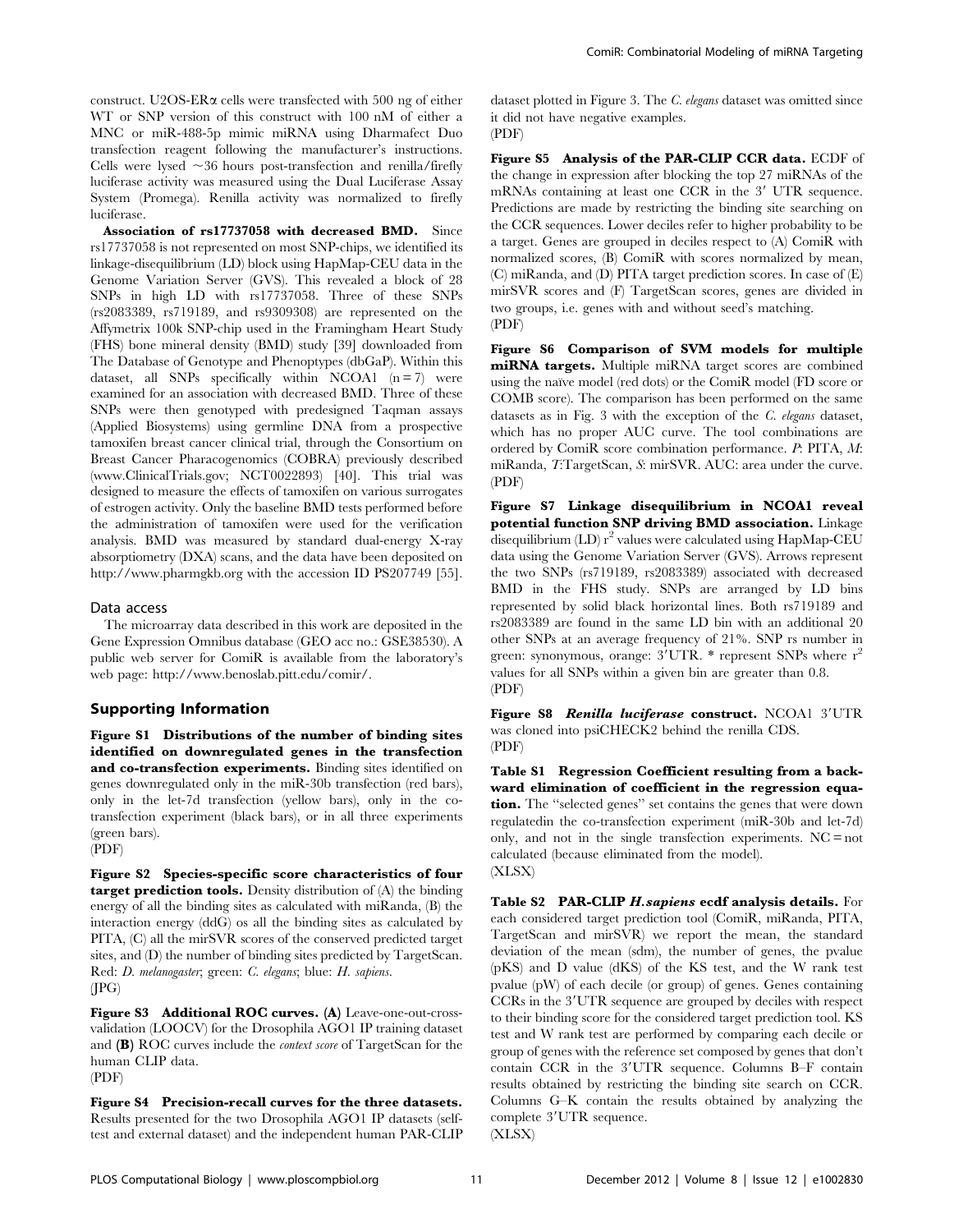construct. U2OS-ERα cells were transfected with 500 ng of either WT or SNP version of this construct with 100 nM of either a MNC or miR-488-5p mimic miRNA using Dharmafect Duo transfection reagent following the manufacturer's instructions. Cells were lysed ~36 hours post-transfection and renilla/firefly luciferase activity was measured using the Dual Luciferase Assay System (Promega). Renilla activity was normalized to firefly luciferase.

**Association of rs17737058 with decreased BMD.** Since rs17737058 is not represented on most SNP-chips, we identified its linkage-disequilibrium (LD) block using HapMap-CEU data in the Genome Variation Server (GVS). This revealed a block of 28 SNPs in high LD with rs17737058. Three of these SNPs (rs2083389, rs719189, and rs9309308) are represented on the Affymetrix 100k SNP-chip used in the Framingham Heart Study (FHS) bone mineral density (BMD) study [39] downloaded from The Database of Genotype and Phenoptypes (dbGaP). Within this dataset, all SNPs specifically within NCOA1 (n = 7) were examined for an association with decreased BMD. Three of these SNPs were then genotyped with predesigned Taqman assays (Applied Biosystems) using germline DNA from a prospective tamoxifen breast cancer clinical trial, through the Consortium on Breast Cancer Pharacogenomics (COBRA) previously described (www.ClinicalTrials.gov; NCT0022893) [40]. This trial was designed to measure the effects of tamoxifen on various surrogates of estrogen activity. Only the baseline BMD tests performed before the administration of tamoxifen were used for the verification analysis. BMD was measured by standard dual-energy X-ray absorptiometry (DXA) scans, and the data have been deposited on http://www.pharmgkb.org with the accession ID PS207749 [55].

## Data access

The microarray data described in this work are deposited in the Gene Expression Omnibus database (GEO acc no.: GSE38530). A public web server for ComiR is available from the laboratory's web page: http://www.benoslab.pitt.edu/comir/.

## Supporting Information

**Figure S1 Distributions of the number of binding sites identified on downregulated genes in the transfection and co-transfection experiments.** Binding sites identified on genes downregulated only in the miR-30b transfection (red bars), only in the let-7d transfection (yellow bars), only in the co-transfection experiment (black bars), or in all three experiments (green bars).
(PDF)

**Figure S2 Species-specific score characteristics of four target prediction tools.** Density distribution of (A) the binding energy of all the binding sites as calculated with miRanda, (B) the interaction energy (ddG) os all the binding sites as calculated by PITA, (C) all the mirSVR scores of the conserved predicted target sites, and (D) the number of binding sites predicted by TargetScan. Red: *D. melanogaster*; green: *C. elegans*; blue: *H. sapiens*.
(JPG)

**Figure S3 Additional ROC curves. (A)** Leave-one-out-cross-validation (LOOCV) for the Drosophila AGO1 IP training dataset and **(B)** ROC curves include the *context score* of TargetScan for the human CLIP data.
(PDF)

**Figure S4 Precision-recall curves for the three datasets.** Results presented for the two Drosophila AGO1 IP datasets (self-test and external dataset) and the independent human PAR-CLIP dataset plotted in Figure 3. The *C. elegans* dataset was omitted since it did not have negative examples.
(PDF)

**Figure S5 Analysis of the PAR-CLIP CCR data.** ECDF of the change in expression after blocking the top 27 miRNAs of the mRNAs containing at least one CCR in the 3′ UTR sequence. Predictions are made by restricting the binding site searching on the CCR sequences. Lower deciles refer to higher probability to be a target. Genes are grouped in deciles respect to (A) ComiR with normalized scores, (B) ComiR with scores normalized by mean, (C) miRanda, and (D) PITA target prediction scores. In case of (E) mirSVR scores and (F) TargetScan scores, genes are divided in two groups, i.e. genes with and without seed's matching.
(PDF)

**Figure S6 Comparison of SVM models for multiple miRNA targets.** Multiple miRNA target scores are combined using the naïve model (red dots) or the ComiR model (FD score or COMB score). The comparison has been performed on the same datasets as in Fig. 3 with the exception of the *C. elegans* dataset, which has no proper AUC curve. The tool combinations are ordered by ComiR score combination performance. *P*: PITA, *M*: miRanda, *T*:TargetScan, *S*: mirSVR. AUC: area under the curve.
(PDF)

**Figure S7 Linkage disequilibrium in NCOA1 reveal potential function SNP driving BMD association.** Linkage disequilibrium (LD) $r^2$ values were calculated using HapMap-CEU data using the Genome Variation Server (GVS). Arrows represent the two SNPs (rs719189, rs2083389) associated with decreased BMD in the FHS study. SNPs are arranged by LD bins represented by solid black horizontal lines. Both rs719189 and rs2083389 are found in the same LD bin with an additional 20 other SNPs at an average frequency of 21%. SNP rs number in green: synonymous, orange: 3′UTR. * represent SNPs where $r^2$ values for all SNPs within a given bin are greater than 0.8.
(PDF)

**Figure S8 *Renilla luciferase* construct.** NCOA1 3′UTR was cloned into psiCHECK2 behind the renilla CDS.
(PDF)

**Table S1 Regression Coefficient resulting from a backward elimination of coefficient in the regression equation.** The "selected genes" set contains the genes that were down regulatedin the co-transfection experiment (miR-30b and let-7d) only, and not in the single transfection experiments. NC = not calculated (because eliminated from the model).
(XLSX)

**Table S2 PAR-CLIP *H.sapiens* ecdf analysis details.** For each considered target prediction tool (ComiR, miRanda, PITA, TargetScan and mirSVR) we report the mean, the standard deviation of the mean (sdm), the number of genes, the pvalue (pKS) and D value (dKS) of the KS test, and the W rank test pvalue (pW) of each decile (or group) of genes. Genes containing CCRs in the 3′UTR sequence are grouped by deciles with respect to their binding score for the considered target prediction tool. KS test and W rank test are performed by comparing each decile or group of genes with the reference set composed by genes that don't contain CCR in the 3′UTR sequence. Columns B–F contain results obtained by restricting the binding site search on CCR. Columns G–K contain the results obtained by analyzing the complete 3′UTR sequence.
(XLSX)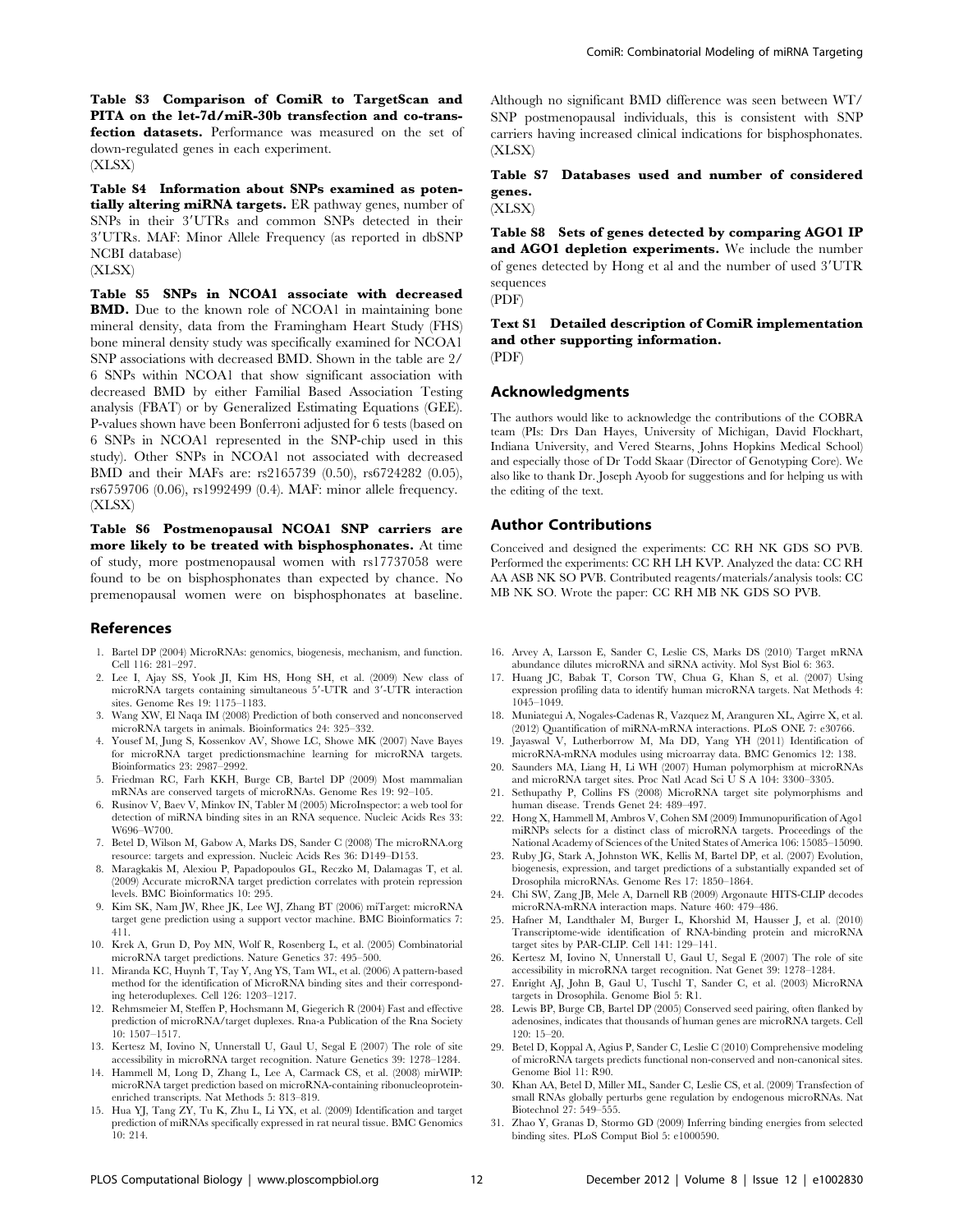**Table S3 Comparison of ComiR to TargetScan and PITA on the let-7d/miR-30b transfection and co-transfection datasets.** Performance was measured on the set of down-regulated genes in each experiment.
(XLSX)

**Table S4 Information about SNPs examined as potentially altering miRNA targets.** ER pathway genes, number of SNPs in their 3′UTRs and common SNPs detected in their 3′UTRs. MAF: Minor Allele Frequency (as reported in dbSNP NCBI database)
(XLSX)

**Table S5 SNPs in NCOA1 associate with decreased BMD.** Due to the known role of NCOA1 in maintaining bone mineral density, data from the Framingham Heart Study (FHS) bone mineral density study was specifically examined for NCOA1 SNP associations with decreased BMD. Shown in the table are 2/6 SNPs within NCOA1 that show significant association with decreased BMD by either Familial Based Association Testing analysis (FBAT) or by Generalized Estimating Equations (GEE). P-values shown have been Bonferroni adjusted for 6 tests (based on 6 SNPs in NCOA1 represented in the SNP-chip used in this study). Other SNPs in NCOA1 not associated with decreased BMD and their MAFs are: rs2165739 (0.50), rs6724282 (0.05), rs6759706 (0.06), rs1992499 (0.4). MAF: minor allele frequency.
(XLSX)

**Table S6 Postmenopausal NCOA1 SNP carriers are more likely to be treated with bisphosphonates.** At time of study, more postmenopausal women with rs17737058 were found to be on bisphosphonates than expected by chance. No premenopausal women were on bisphosphonates at baseline. Although no significant BMD difference was seen between WT/SNP postmenopausal individuals, this is consistent with SNP carriers having increased clinical indications for bisphosphonates.
(XLSX)

**Table S7 Databases used and number of considered genes.**
(XLSX)

**Table S8 Sets of genes detected by comparing AGO1 IP and AGO1 depletion experiments.** We include the number of genes detected by Hong et al and the number of used 3′UTR sequences
(PDF)

**Text S1 Detailed description of ComiR implementation and other supporting information.**
(PDF)

## Acknowledgments

The authors would like to acknowledge the contributions of the COBRA team (PIs: Drs Dan Hayes, University of Michigan, David Flockhart, Indiana University, and Vered Stearns, Johns Hopkins Medical School) and especially those of Dr Todd Skaar (Director of Genotyping Core). We also like to thank Dr. Joseph Ayoob for suggestions and for helping us with the editing of the text.

## Author Contributions

Conceived and designed the experiments: CC RH NK GDS SO PVB. Performed the experiments: CC RH LH KVP. Analyzed the data: CC RH AA ASB NK SO PVB. Contributed reagents/materials/analysis tools: CC MB NK SO. Wrote the paper: CC RH MB NK GDS SO PVB.

## References

1. Bartel DP (2004) MicroRNAs: genomics, biogenesis, mechanism, and function. Cell 116: 281–297.
2. Lee I, Ajay SS, Yook JI, Kim HS, Hong SH, et al. (2009) New class of microRNA targets containing simultaneous 5′-UTR and 3′-UTR interaction sites. Genome Res 19: 1175–1183.
3. Wang XW, El Naqa IM (2008) Prediction of both conserved and nonconserved microRNA targets in animals. Bioinformatics 24: 325–332.
4. Yousef M, Jung S, Kossenkov AV, Showe LC, Showe MK (2007) Nave Bayes for microRNA target predictionsmachine learning for microRNA targets. Bioinformatics 23: 2987–2992.
5. Friedman RC, Farh KKH, Burge CB, Bartel DP (2009) Most mammalian mRNAs are conserved targets of microRNAs. Genome Res 19: 92–105.
6. Rusinov V, Baev V, Minkov IN, Tabler M (2005) MicroInspector: a web tool for detection of miRNA binding sites in an RNA sequence. Nucleic Acids Res 33: W696–W700.
7. Betel D, Wilson M, Gabow A, Marks DS, Sander C (2008) The microRNA.org resource: targets and expression. Nucleic Acids Res 36: D149–D153.
8. Maragkakis M, Alexiou P, Papadopoulos GL, Reczko M, Dalamagas T, et al. (2009) Accurate microRNA target prediction correlates with protein repression levels. BMC Bioinformatics 10: 295.
9. Kim SK, Nam JW, Rhee JK, Lee WJ, Zhang BT (2006) miTarget: microRNA target gene prediction using a support vector machine. BMC Bioinformatics 7: 411.
10. Krek A, Grun D, Poy MN, Wolf R, Rosenberg L, et al. (2005) Combinatorial microRNA target predictions. Nature Genetics 37: 495–500.
11. Miranda KC, Huynh T, Tay Y, Ang YS, Tam WL, et al. (2006) A pattern-based method for the identification of MicroRNA binding sites and their corresponding heteroduplexes. Cell 126: 1203–1217.
12. Rehmsmeier M, Steffen P, Hochsmann M, Giegerich R (2004) Fast and effective prediction of microRNA/target duplexes. Rna-a Publication of the Rna Society 10: 1507–1517.
13. Kertesz M, Iovino N, Unnerstall U, Gaul U, Segal E (2007) The role of site accessibility in microRNA target recognition. Nature Genetics 39: 1278–1284.
14. Hammell M, Long D, Zhang L, Lee A, Carmack CS, et al. (2008) mirWIP: microRNA target prediction based on microRNA-containing ribonucleoprotein-enriched transcripts. Nat Methods 5: 813–819.
15. Hua YJ, Tang ZY, Tu K, Zhu L, Li YX, et al. (2009) Identification and target prediction of miRNAs specifically expressed in rat neural tissue. BMC Genomics 10: 214.
16. Arvey A, Larsson E, Sander C, Leslie CS, Marks DS (2010) Target mRNA abundance dilutes microRNA and siRNA activity. Mol Syst Biol 6: 363.
17. Huang JC, Babak T, Corson TW, Chua G, Khan S, et al. (2007) Using expression profiling data to identify human microRNA targets. Nat Methods 4: 1045–1049.
18. Muniategui A, Nogales-Cadenas R, Vazquez M, Aranguren XL, Agirre X, et al. (2012) Quantification of miRNA-mRNA interactions. PLoS ONE 7: e30766.
19. Jayaswal V, Lutherborrow M, Ma DD, Yang YH (2011) Identification of microRNA-mRNA modules using microarray data. BMC Genomics 12: 138.
20. Saunders MA, Liang H, Li WH (2007) Human polymorphism at microRNAs and microRNA target sites. Proc Natl Acad Sci U S A 104: 3300–3305.
21. Sethupathy P, Collins FS (2008) MicroRNA target site polymorphisms and human disease. Trends Genet 24: 489–497.
22. Hong X, Hammell M, Ambros V, Cohen SM (2009) Immunopurification of Ago1 miRNPs selects for a distinct class of microRNA targets. Proceedings of the National Academy of Sciences of the United States of America 106: 15085–15090.
23. Ruby JG, Stark A, Johnston WK, Kellis M, Bartel DP, et al. (2007) Evolution, biogenesis, expression, and target predictions of a substantially expanded set of Drosophila microRNAs. Genome Res 17: 1850–1864.
24. Chi SW, Zang JB, Mele A, Darnell RB (2009) Argonaute HITS-CLIP decodes microRNA-mRNA interaction maps. Nature 460: 479–486.
25. Hafner M, Landthaler M, Burger L, Khorshid M, Hausser J, et al. (2010) Transcriptome-wide identification of RNA-binding protein and microRNA target sites by PAR-CLIP. Cell 141: 129–141.
26. Kertesz M, Iovino N, Unnerstall U, Gaul U, Segal E (2007) The role of site accessibility in microRNA target recognition. Nat Genet 39: 1278–1284.
27. Enright AJ, John B, Gaul U, Tuschl T, Sander C, et al. (2003) MicroRNA targets in Drosophila. Genome Biol 5: R1.
28. Lewis BP, Burge CB, Bartel DP (2005) Conserved seed pairing, often flanked by adenosines, indicates that thousands of human genes are microRNA targets. Cell 120: 15–20.
29. Betel D, Koppal A, Agius P, Sander C, Leslie C (2010) Comprehensive modeling of microRNA targets predicts functional non-conserved and non-canonical sites. Genome Biol 11: R90.
30. Khan AA, Betel D, Miller ML, Sander C, Leslie CS, et al. (2009) Transfection of small RNAs globally perturbs gene regulation by endogenous microRNAs. Nat Biotechnol 27: 549–555.
31. Zhao Y, Granas D, Stormo GD (2009) Inferring binding energies from selected binding sites. PLoS Comput Biol 5: e1000590.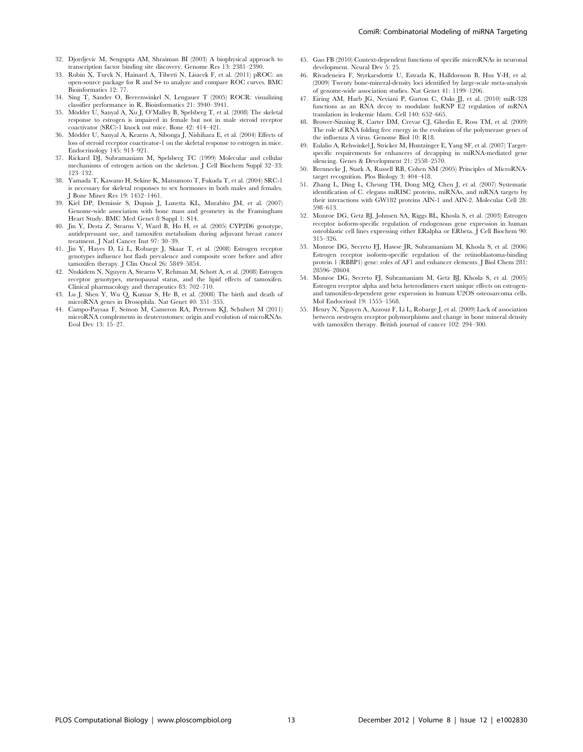32. Djordjevic M, Sengupta AM, Shraiman BI (2003) A biophysical approach to transcription factor binding site discovery. Genome Res 13: 2381–2390.
33. Robin X, Turck N, Hainard A, Tiberti N, Lisacek F, et al. (2011) pROC: an open-source package for R and S+ to analyze and compare ROC curves. BMC Bioinformatics 12: 77.
34. Sing T, Sander O, Beerenwinkel N, Lengauer T (2005) ROCR: visualizing classifier performance in R. Bioinformatics 21: 3940–3941.
35. Mödder U, Sanyal A, Xu J, O'Malley B, Spelsberg T, et al. (2008) The skeletal response to estrogen is impaired in female but not in male steroid receptor coactivator (SRC)-1 knock out mice. Bone 42: 414–421.
36. Mödder U, Sanyal A, Kearns A, Sibonga J, Nishihara E, et al. (2004) Effects of loss of steroid receptor coactivator-1 on the skeletal response to estrogen in mice. Endocrinology 145: 913–921.
37. Rickard DJ, Subramaniam M, Spelsberg TC (1999) Molecular and cellular mechanisms of estrogen action on the skeleton. J Cell Biochem Suppl 32–33: 123–132.
38. Yamada T, Kawano H, Sekine K, Matsumoto T, Fukuda T, et al. (2004) SRC-1 is necessary for skeletal responses to sex hormones in both males and females. J Bone Miner Res 19: 1452–1461.
39. Kiel DP, Demissie S, Dupuis J, Lunetta KL, Murabito JM, et al. (2007) Genome-wide association with bone mass and geometry in the Framingham Heart Study. BMC Med Genet 8 Suppl 1: S14.
40. Jin Y, Desta Z, Stearns V, Ward B, Ho H, et al. (2005) CYP2D6 genotype, antidepressant use, and tamoxifen metabolism during adjuvant breast cancer treatment. J Natl Cancer Inst 97: 30–39.
41. Jin Y, Hayes D, Li L, Robarge J, Skaar T, et al. (2008) Estrogen receptor genotypes influence hot flash prevalence and composite score before and after tamoxifen therapy. J Clin Oncol 26: 5849–5854.
42. Ntukidem N, Nguyen A, Stearns V, Rehman M, Schott A, et al. (2008) Estrogen receptor genotypes, menopausal status, and the lipid effects of tamoxifen. Clinical pharmacology and therapeutics 83: 702–710.
43. Lu J, Shen Y, Wu Q, Kumar S, He B, et al. (2008) The birth and death of microRNA genes in Drosophila. Nat Genet 40: 351–355.
44. Campo-Paysaa F, Semon M, Cameron RA, Peterson KJ, Schubert M (2011) microRNA complements in deuterostomes: origin and evolution of microRNAs. Evol Dev 13: 15–27.
45. Gao FB (2010) Context-dependent functions of specific microRNAs in neuronal development. Neural Dev 5: 25.
46. Rivadeneira F, Styrkarsdottir U, Estrada K, Halldorsson B, Hsu Y-H, et al. (2009) Twenty bone-mineral-density loci identified by large-scale meta-analysis of genome-wide association studies. Nat Genet 41: 1199–1206.
47. Eiring AM, Harb JG, Neviani P, Garton C, Oaks JJ, et al. (2010) miR-328 functions as an RNA decoy to modulate hnRNP E2 regulation of mRNA translation in leukemic blasts. Cell 140: 652–665.
48. Brower-Sinning R, Carter DM, Crevar CJ, Ghedin E, Ross TM, et al. (2009) The role of RNA folding free energy in the evolution of the polymerase genes of the influenza A virus. Genome Biol 10: R18.
49. Eulalio A, Rehwinkel J, Stricker M, Huntzinger E, Yang SF, et al. (2007) Target-specific requirements for enhancers of decapping in miRNA-mediated gene silencing. Genes & Development 21: 2558–2570.
50. Brennecke J, Stark A, Russell RB, Cohen SM (2005) Principles of MicroRNA-target recognition. Plos Biology 3: 404–418.
51. Zhang L, Ding L, Cheung TH, Dong MQ, Chen J, et al. (2007) Systematic identification of C. elegans miRISC proteins, miRNAs, and mRNA targets by their interactions with GW182 proteins AIN-1 and AIN-2. Molecular Cell 28: 598–613.
52. Monroe DG, Getz BJ, Johnsen SA, Riggs BL, Khosla S, et al. (2003) Estrogen receptor isoform-specific regulation of endogenous gene expression in human osteoblastic cell lines expressing either ERalpha or ERbeta. J Cell Biochem 90: 315–326.
53. Monroe DG, Secreto FJ, Hawse JR, Subramaniam M, Khosla S, et al. (2006) Estrogen receptor isoform-specific regulation of the retinoblastoma-binding protein 1 (RBBP1) gene: roles of AF1 and enhancer elements. J Biol Chem 281: 28596–28604.
54. Monroe DG, Secreto FJ, Subramaniam M, Getz BJ, Khosla S, et al. (2005) Estrogen receptor alpha and beta heterodimers exert unique effects on estrogen- and tamoxifen-dependent gene expression in human U2OS osteosarcoma cells. Mol Endocrinol 19: 1555–1568.
55. Henry N, Nguyen A, Azzouz F, Li L, Robarge J, et al. (2009) Lack of association between oestrogen receptor polymorphisms and change in bone mineral density with tamoxifen therapy. British journal of cancer 102: 294–300.